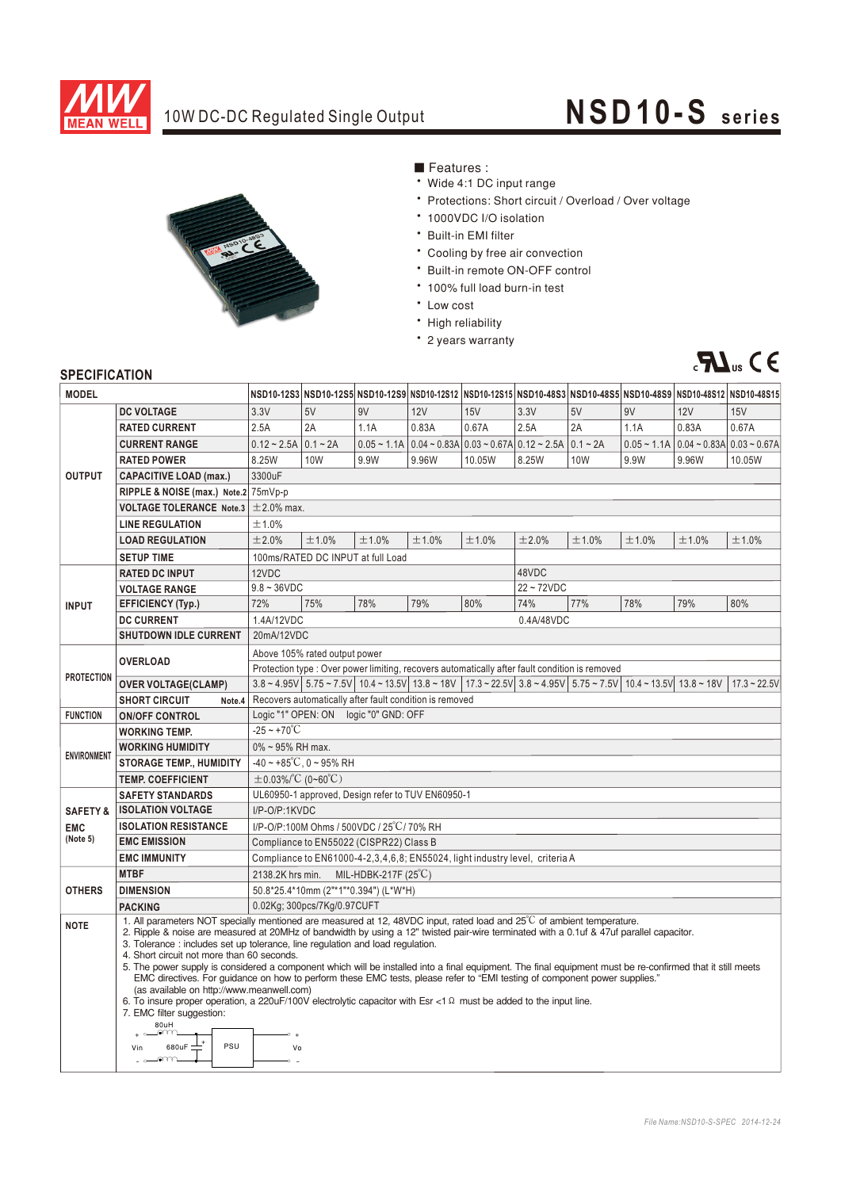# MEAN WELL

## 10W DC-DC Regulated Single Output — NSD10-S series

■ Features :

- Wide 4:1 DC input range
- Protections: Short circuit / Overload / Over voltage
- 1000VDC I/O isolation
- Built-in EMI filter
- Cooling by free air convection
- Built-in remote ON-OFF control
- 100% full load burn-in test
- Low cost
- High reliability
- 2 years warranty

## SPECIFICATION

| MODEL | | NSD10-12S3 | NSD10-12S5 | NSD10-12S9 | NSD10-12S12 | NSD10-12S15 | NSD10-48S3 | NSD10-48S5 | NSD10-48S9 | NSD10-48S12 | NSD10-48S15 |
|---|---|---|---|---|---|---|---|---|---|---|---|
| OUTPUT | DC VOLTAGE | 3.3V | 5V | 9V | 12V | 15V | 3.3V | 5V | 9V | 12V | 15V |
| | RATED CURRENT | 2.5A | 2A | 1.1A | 0.83A | 0.67A | 2.5A | 2A | 1.1A | 0.83A | 0.67A |
| | CURRENT RANGE | 0.12 ~ 2.5A | 0.1 ~ 2A | 0.05 ~ 1.1A | 0.04 ~ 0.83A | 0.03 ~ 0.67A | 0.12 ~ 2.5A | 0.1 ~ 2A | 0.05 ~ 1.1A | 0.04 ~ 0.83A | 0.03 ~ 0.67A |
| | RATED POWER | 8.25W | 10W | 9.9W | 9.96W | 10.05W | 8.25W | 10W | 9.9W | 9.96W | 10.05W |
| | CAPACITIVE LOAD (max.) | 3300uF | | | | | | | | | |
| | RIPPLE & NOISE (max.) Note.2 | 75mVp-p | | | | | | | | | |
| | VOLTAGE TOLERANCE Note.3 | ±2.0% max. | | | | | | | | | |
| | LINE REGULATION | ±1.0% | | | | | | | | | |
| | LOAD REGULATION | ±2.0% | ±1.0% | ±1.0% | ±1.0% | ±1.0% | ±2.0% | ±1.0% | ±1.0% | ±1.0% | ±1.0% |
| | SETUP TIME | 100ms/RATED DC INPUT at full Load | | | | | | | | | |
| INPUT | RATED DC INPUT | 12VDC | | | | | 48VDC | | | | |
| | VOLTAGE RANGE | 9.8 ~ 36VDC | | | | | 22 ~ 72VDC | | | | |
| | EFFICIENCY (Typ.) | 72% | 75% | 78% | 79% | 80% | 74% | 77% | 78% | 79% | 80% |
| | DC CURRENT | 1.4A/12VDC | | | | | 0.4A/48VDC | | | | |
| | SHUTDOWN IDLE CURRENT | 20mA/12VDC | | | | | | | | | |
| PROTECTION | OVERLOAD | Above 105% rated output power<br>Protection type : Over power limiting, recovers automatically after fault condition is removed | | | | | | | | | |
| | OVER VOLTAGE(CLAMP) | 3.8 ~ 4.95V | 5.75 ~ 7.5V | 10.4 ~ 13.5V | 13.8 ~ 18V | 17.3 ~ 22.5V | 3.8 ~ 4.95V | 5.75 ~ 7.5V | 10.4 ~ 13.5V | 13.8 ~ 18V | 17.3 ~ 22.5V |
| | SHORT CIRCUIT Note.4 | Recovers automatically after fault condition is removed | | | | | | | | | |
| FUNCTION | ON/OFF CONTROL | Logic "1" OPEN: ON logic "0" GND: OFF | | | | | | | | | |
| ENVIRONMENT | WORKING TEMP. | -25 ~ +70℃ | | | | | | | | | |
| | WORKING HUMIDITY | 0% ~ 95% RH max. | | | | | | | | | |
| | STORAGE TEMP., HUMIDITY | -40 ~ +85℃, 0 ~ 95% RH | | | | | | | | | |
| | TEMP. COEFFICIENT | ±0.03%/℃ (0~60℃) | | | | | | | | | |
| SAFETY & EMC (Note 5) | SAFETY STANDARDS | UL60950-1 approved, Design refer to TUV EN60950-1 | | | | | | | | | |
| | ISOLATION VOLTAGE | I/P-O/P:1KVDC | | | | | | | | | |
| | ISOLATION RESISTANCE | I/P-O/P:100M Ohms / 500VDC / 25℃/ 70% RH | | | | | | | | | |
| | EMC EMISSION | Compliance to EN55022 (CISPR22) Class B | | | | | | | | | |
| | EMC IMMUNITY | Compliance to EN61000-4-2,3,4,6,8; EN55024, light industry level, criteria A | | | | | | | | | |
| OTHERS | MTBF | 2138.2K hrs min. MIL-HDBK-217F (25℃) | | | | | | | | | |
| | DIMENSION | 50.8*25.4*10mm (2"*1"*0.394") (L*W*H) | | | | | | | | | |
| | PACKING | 0.02Kg; 300pcs/7Kg/0.97CUFT | | | | | | | | | |

**NOTE**

1. All parameters NOT specially mentioned are measured at 12, 48VDC input, rated load and 25℃ of ambient temperature.
2. Ripple & noise are measured at 20MHz of bandwidth by using a 12" twisted pair-wire terminated with a 0.1uf & 47uf parallel capacitor.
3. Tolerance : includes set up tolerance, line regulation and load regulation.
4. Short circuit not more than 60 seconds.
5. The power supply is considered a component which will be installed into a final equipment. The final equipment must be re-confirmed that it still meets EMC directives. For guidance on how to perform these EMC tests, please refer to "EMI testing of component power supplies." (as available on http://www.meanwell.com)
6. To insure proper operation, a 220uF/100V electrolytic capacitor with Esr <1Ω must be added to the input line.
7. EMC filter suggestion:

Vin + — 80uH — 680uF — PSU — Vo +/−

File Name:NSD10-S-SPEC 2014-12-24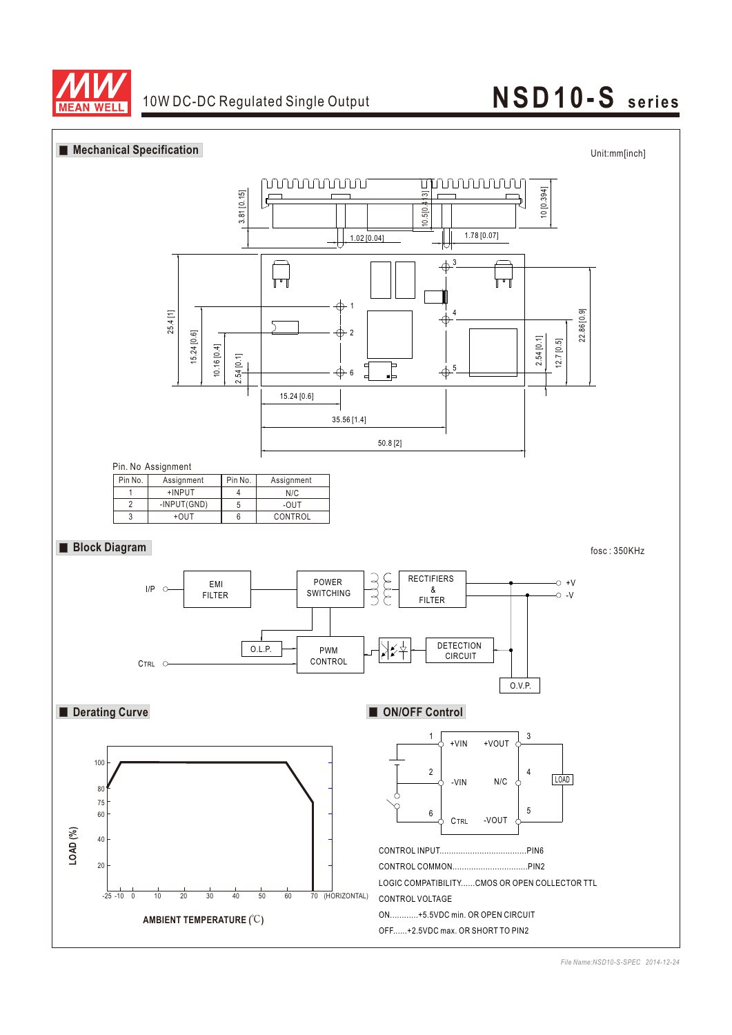## Mechanical Specification

Unit:mm[inch]

3.81 [0.15]
10.5[0.413]
10 [0.394]
1.02 [0.04]
1.78 [0.07]
25.4 [1]
15.24 [0.6]
10.16 [0.4]
2.54 [0.1]
1
2
6
3
4
5
2.54 [0.1]
12.7 [0.5]
22.86 [0.9]
15.24 [0.6]
35.56 [1.4]
50.8 [2]

Pin. No Assignment

| Pin No. | Assignment | Pin No. | Assignment |
|---|---|---|---|
| 1 | +INPUT | 4 | N/C |
| 2 | -INPUT(GND) | 5 | -OUT |
| 3 | +OUT | 6 | CONTROL |

## Block Diagram

fosc : 350KHz

I/P
EMI FILTER
POWER SWITCHING
RECTIFIERS & FILTER
+V
-V
O.L.P.
PWM CONTROL
DETECTION CIRCUIT
O.V.P.
CTRL

## Derating Curve

LOAD (%)
100
80
75
60
40
20
-25 -10 0 10 20 30 40 50 60 70 (HORIZONTAL)
AMBIENT TEMPERATURE (℃)

## ON/OFF Control

1 +VIN
2 -VIN
6 CTRL
3 +VOUT
4 N/C
5 -VOUT
LOAD

CONTROL INPUT......................................PIN6

CONTROL COMMON................................PIN2

LOGIC COMPATIBILITY......CMOS OR OPEN COLLECTOR TTL

CONTROL VOLTAGE

ON............+5.5VDC min. OR OPEN CIRCUIT

OFF......+2.5VDC max. OR SHORT TO PIN2

File Name:NSD10-S-SPEC 2014-12-24